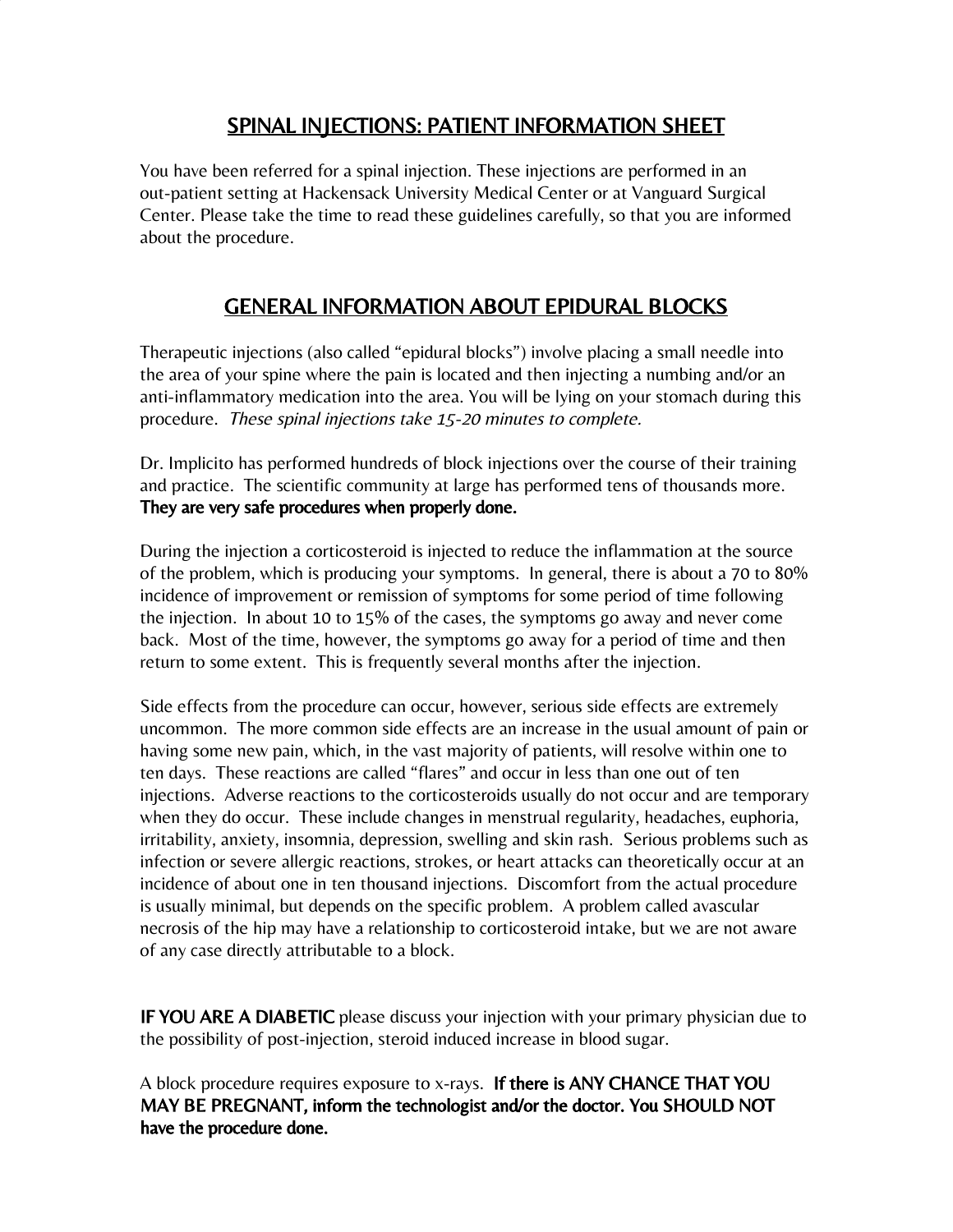## SPINAL INJECTIONS: PATIENT INFORMATION SHEET

You have been referred for a spinal injection. These injections are performed in an out-patient setting at Hackensack University Medical Center or at Vanguard Surgical Center. Please take the time to read these guidelines carefully, so that you are informed about the procedure.

## GENERAL INFORMATION ABOUT EPIDURAL BLOCKS

Therapeutic injections (also called "epidural blocks") involve placing a small needle into the area of your spine where the pain is located and then injecting a numbing and/or an anti-inflammatory medication into the area. You will be lying on your stomach during this procedure. *These spinal injections take 15-20 minutes to complete.*

Dr. Implicito has performed hundreds of block injections over the course of their training and practice. The scientific community at large has performed tens of thousands more. **They are very safe procedures when properly done.**

During the injection a corticosteroid is injected to reduce the inflammation at the source of the problem, which is producing your symptoms. In general, there is about a 70 to 80% incidence of improvement or remission of symptoms for some period of time following the injection. In about 10 to 15% of the cases, the symptoms go away and never come back. Most of the time, however, the symptoms go away for a period of time and then return to some extent. This is frequently several months after the injection.

Side effects from the procedure can occur, however, serious side effects are extremely uncommon. The more common side effects are an increase in the usual amount of pain or having some new pain, which, in the vast majority of patients, will resolve within one to ten days. These reactions are called "flares" and occur in less than one out of ten injections. Adverse reactions to the corticosteroids usually do not occur and are temporary when they do occur. These include changes in menstrual regularity, headaches, euphoria, irritability, anxiety, insomnia, depression, swelling and skin rash. Serious problems such as infection or severe allergic reactions, strokes, or heart attacks can theoretically occur at an incidence of about one in ten thousand injections. Discomfort from the actual procedure is usually minimal, but depends on the specific problem. A problem called avascular necrosis of the hip may have a relationship to corticosteroid intake, but we are not aware of any case directly attributable to a block.

**IF YOU ARE A DIABETIC** please discuss your injection with your primary physician due to the possibility of post-injection, steroid induced increase in blood sugar.

A block procedure requires exposure to x-rays. **If there is ANY CHANCE THAT YOU MAY BE PREGNANT, inform the technologist and/or the doctor. You SHOULD NOT have the procedure done.**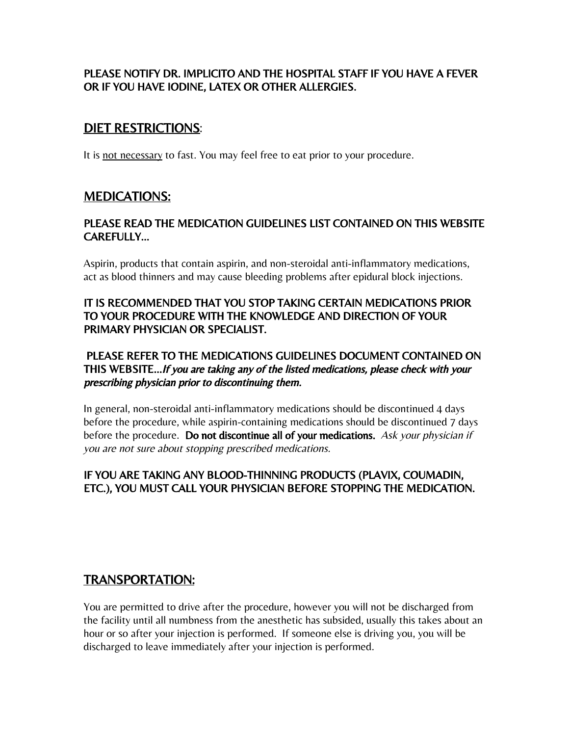**PLEASE NOTIFY DR. IMPLICITO AND THE HOSPITAL STAFF IF YOU HAVE A FEVER OR IF YOU HAVE IODINE, LATEX OR OTHER ALLERGIES.**

## DIET RESTRICTIONS:

It is <u>not necessary</u> to fast. You may feel free to eat prior to your procedure.

## MEDICATIONS:

**PLEASE READ THE MEDICATION GUIDELINES LIST CONTAINED ON THIS WEBSITE CAREFULLY...**

Aspirin, products that contain aspirin, and non-steroidal anti-inflammatory medications, act as blood thinners and may cause bleeding problems after epidural block injections.

**IT IS RECOMMENDED THAT YOU STOP TAKING CERTAIN MEDICATIONS PRIOR TO YOUR PROCEDURE WITH THE KNOWLEDGE AND DIRECTION OF YOUR PRIMARY PHYSICIAN OR SPECIALIST.**

**PLEASE REFER TO THE MEDICATIONS GUIDELINES DOCUMENT CONTAINED ON THIS WEBSITE...*If you are taking any of the listed medications, please check with your prescribing physician prior to discontinuing them.***

In general, non-steroidal anti-inflammatory medications should be discontinued 4 days before the procedure, while aspirin-containing medications should be discontinued 7 days before the procedure. **Do not discontinue all of your medications.** *Ask your physician if you are not sure about stopping prescribed medications.*

**IF YOU ARE TAKING ANY BLOOD-THINNING PRODUCTS (PLAVIX, COUMADIN, ETC.), YOU MUST CALL YOUR PHYSICIAN BEFORE STOPPING THE MEDICATION.**

## TRANSPORTATION:

You are permitted to drive after the procedure, however you will not be discharged from the facility until all numbness from the anesthetic has subsided, usually this takes about an hour or so after your injection is performed. If someone else is driving you, you will be discharged to leave immediately after your injection is performed.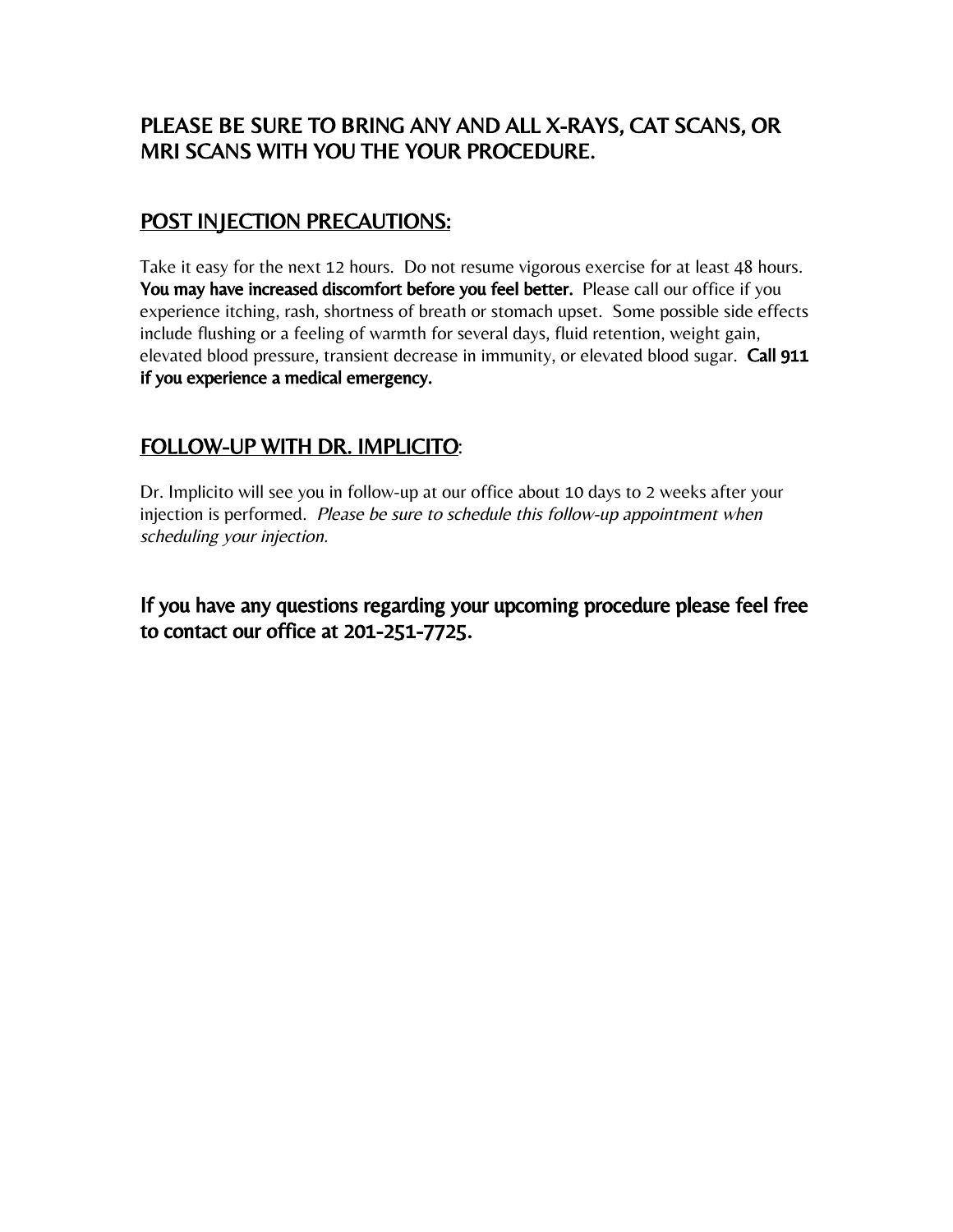## PLEASE BE SURE TO BRING ANY AND ALL X-RAYS, CAT SCANS, OR MRI SCANS WITH YOU THE YOUR PROCEDURE.

## POST INJECTION PRECAUTIONS:

Take it easy for the next 12 hours. Do not resume vigorous exercise for at least 48 hours. **You may have increased discomfort before you feel better.** Please call our office if you experience itching, rash, shortness of breath or stomach upset. Some possible side effects include flushing or a feeling of warmth for several days, fluid retention, weight gain, elevated blood pressure, transient decrease in immunity, or elevated blood sugar. **Call 911 if you experience a medical emergency.**

## FOLLOW-UP WITH DR. IMPLICITO:

Dr. Implicito will see you in follow-up at our office about 10 days to 2 weeks after your injection is performed. *Please be sure to schedule this follow-up appointment when scheduling your injection.*

**If you have any questions regarding your upcoming procedure please feel free to contact our office at 201-251-7725.**